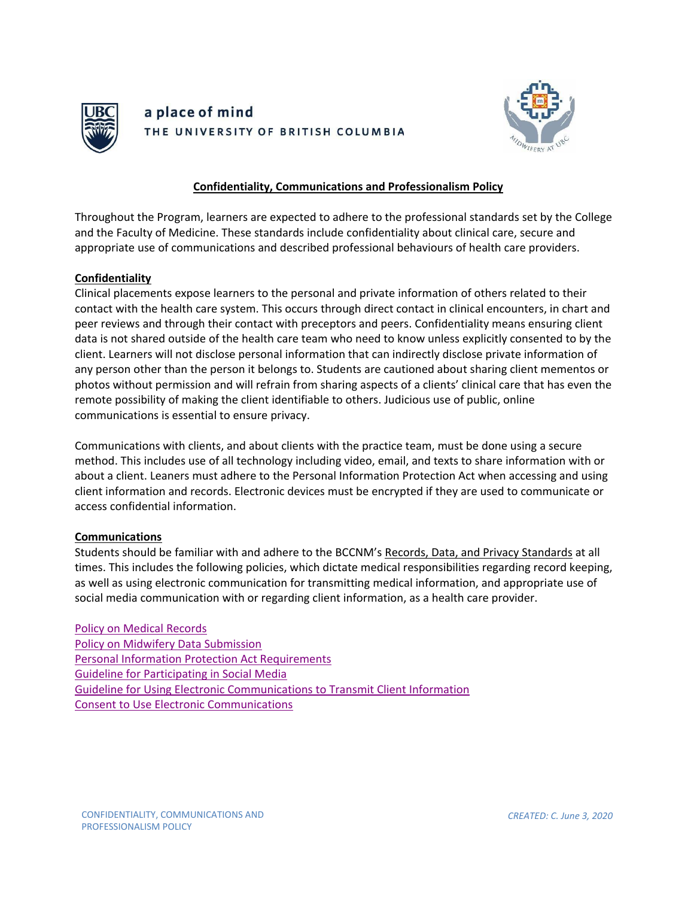a place of mind
THE UNIVERSITY OF BRITISH COLUMBIA

# Confidentiality, Communications and Professionalism Policy

Throughout the Program, learners are expected to adhere to the professional standards set by the College and the Faculty of Medicine. These standards include confidentiality about clinical care, secure and appropriate use of communications and described professional behaviours of health care providers.

## Confidentiality

Clinical placements expose learners to the personal and private information of others related to their contact with the health care system. This occurs through direct contact in clinical encounters, in chart and peer reviews and through their contact with preceptors and peers. Confidentiality means ensuring client data is not shared outside of the health care team who need to know unless explicitly consented to by the client. Learners will not disclose personal information that can indirectly disclose private information of any person other than the person it belongs to. Students are cautioned about sharing client mementos or photos without permission and will refrain from sharing aspects of a clients' clinical care that has even the remote possibility of making the client identifiable to others. Judicious use of public, online communications is essential to ensure privacy.

Communications with clients, and about clients with the practice team, must be done using a secure method. This includes use of all technology including video, email, and texts to share information with or about a client. Leaners must adhere to the Personal Information Protection Act when accessing and using client information and records. Electronic devices must be encrypted if they are used to communicate or access confidential information.

## Communications

Students should be familiar with and adhere to the BCCNM's Records, Data, and Privacy Standards at all times. This includes the following policies, which dictate medical responsibilities regarding record keeping, as well as using electronic communication for transmitting medical information, and appropriate use of social media communication with or regarding client information, as a health care provider.

Policy on Medical Records
Policy on Midwifery Data Submission
Personal Information Protection Act Requirements
Guideline for Participating in Social Media
Guideline for Using Electronic Communications to Transmit Client Information
Consent to Use Electronic Communications

*CREATED: C. June 3, 2020*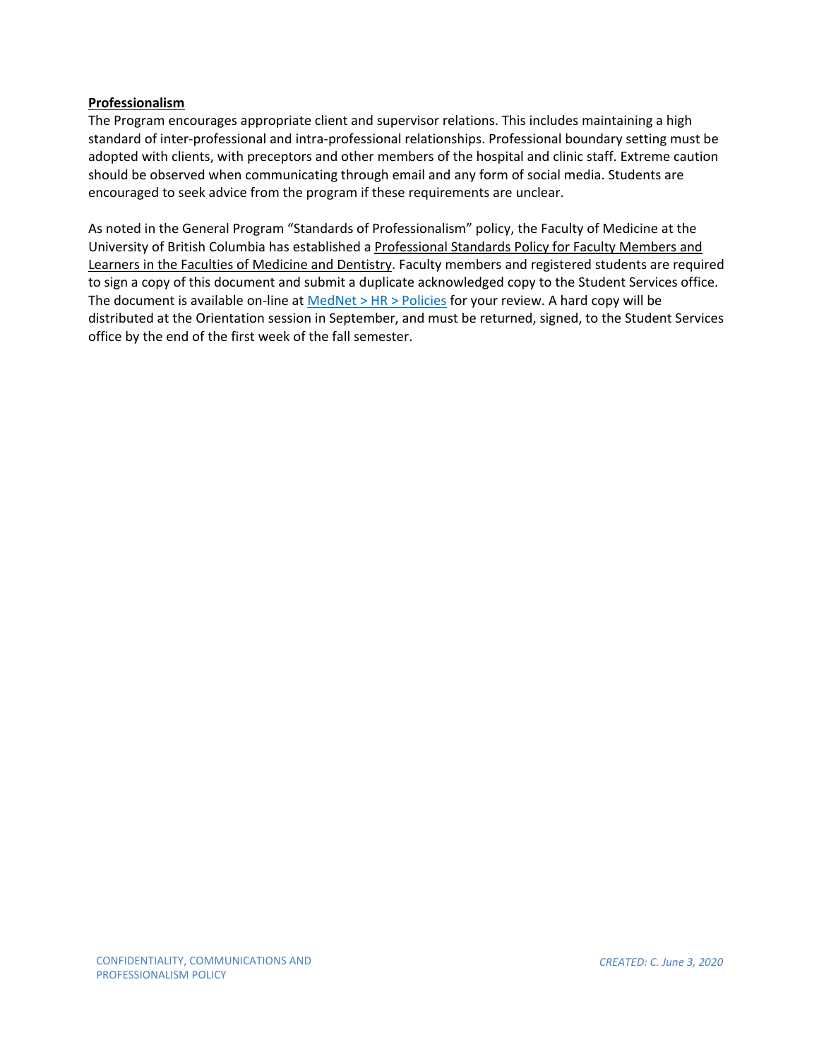**Professionalism**

The Program encourages appropriate client and supervisor relations. This includes maintaining a high standard of inter-professional and intra-professional relationships. Professional boundary setting must be adopted with clients, with preceptors and other members of the hospital and clinic staff. Extreme caution should be observed when communicating through email and any form of social media. Students are encouraged to seek advice from the program if these requirements are unclear.

As noted in the General Program "Standards of Professionalism" policy, the Faculty of Medicine at the University of British Columbia has established a Professional Standards Policy for Faculty Members and Learners in the Faculties of Medicine and Dentistry. Faculty members and registered students are required to sign a copy of this document and submit a duplicate acknowledged copy to the Student Services office. The document is available on-line at MedNet > HR > Policies for your review. A hard copy will be distributed at the Orientation session in September, and must be returned, signed, to the Student Services office by the end of the first week of the fall semester.